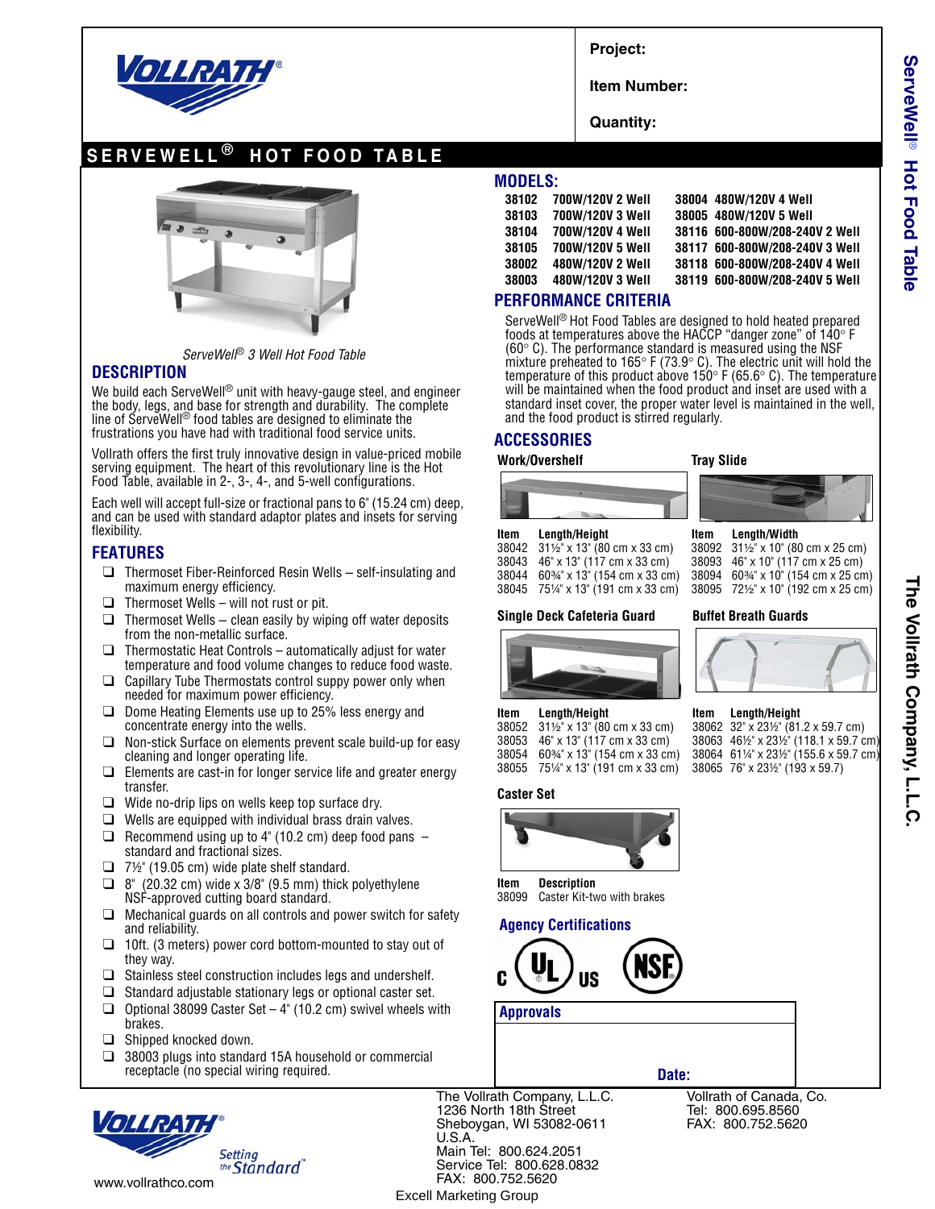# VOLLRATH®

**Project:**

**Item Number:**

**Quantity:**

## SERVEWELL® HOT FOOD TABLE

*ServeWell® 3 Well Hot Food Table*

## DESCRIPTION

We build each ServeWell® unit with heavy-gauge steel, and engineer the body, legs, and base for strength and durability. The complete line of ServeWell® food tables are designed to eliminate the frustrations you have had with traditional food service units.

Vollrath offers the first truly innovative design in value-priced mobile serving equipment. The heart of this revolutionary line is the Hot Food Table, available in 2-, 3-, 4-, and 5-well configurations.

Each well will accept full-size or fractional pans to 6" (15.24 cm) deep, and can be used with standard adaptor plates and insets for serving flexibility.

## FEATURES

- Thermoset Fiber-Reinforced Resin Wells – self-insulating and maximum energy efficiency.
- Thermoset Wells – will not rust or pit.
- Thermoset Wells – clean easily by wiping off water deposits from the non-metallic surface.
- Thermostatic Heat Controls – automatically adjust for water temperature and food volume changes to reduce food waste.
- Capillary Tube Thermostats control suppy power only when needed for maximum power efficiency.
- Dome Heating Elements use up to 25% less energy and concentrate energy into the wells.
- Non-stick Surface on elements prevent scale build-up for easy cleaning and longer operating life.
- Elements are cast-in for longer service life and greater energy transfer.
- Wide no-drip lips on wells keep top surface dry.
- Wells are equipped with individual brass drain valves.
- Recommend using up to 4" (10.2 cm) deep food pans – standard and fractional sizes.
- 7½" (19.05 cm) wide plate shelf standard.
- 8" (20.32 cm) wide x 3/8" (9.5 mm) thick polyethylene NSF-approved cutting board standard.
- Mechanical guards on all controls and power switch for safety and reliability.
- 10ft. (3 meters) power cord bottom-mounted to stay out of they way.
- Stainless steel construction includes legs and undershelf.
- Standard adjustable stationary legs or optional caster set.
- Optional 38099 Caster Set – 4" (10.2 cm) swivel wheels with brakes.
- Shipped knocked down.
- 38003 plugs into standard 15A household or commercial receptacle (no special wiring required.

## MODELS:

| | | | |
|---|---|---|---|
| 38102 | 700W/120V 2 Well | 38004 | 480W/120V 4 Well |
| 38103 | 700W/120V 3 Well | 38005 | 480W/120V 5 Well |
| 38104 | 700W/120V 4 Well | 38116 | 600-800W/208-240V 2 Well |
| 38105 | 700W/120V 5 Well | 38117 | 600-800W/208-240V 3 Well |
| 38002 | 480W/120V 2 Well | 38118 | 600-800W/208-240V 4 Well |
| 38003 | 480W/120V 3 Well | 38119 | 600-800W/208-240V 5 Well |

## PERFORMANCE CRITERIA

ServeWell® Hot Food Tables are designed to hold heated prepared foods at temperatures above the HACCP "danger zone" of 140° F (60° C). The performance standard is measured using the NSF mixture preheated to 165° F (73.9° C). The electric unit will hold the temperature of this product above 150° F (65.6° C). The temperature will be maintained when the food product and inset are used with a standard inset cover, the proper water level is maintained in the well, and the food product is stirred regularly.

## ACCESSORIES

### Work/Overshelf

| Item | Length/Height |
|---|---|
| 38042 | 31½" x 13" (80 cm x 33 cm) |
| 38043 | 46" x 13" (117 cm x 33 cm) |
| 38044 | 60¾" x 13" (154 cm x 33 cm) |
| 38045 | 75¼" x 13" (191 cm x 33 cm) |

### Tray Slide

| Item | Length/Width |
|---|---|
| 38092 | 31½" x 10" (80 cm x 25 cm) |
| 38093 | 46" x 10" (117 cm x 25 cm) |
| 38094 | 60¾" x 10" (154 cm x 25 cm) |
| 38095 | 72½" x 10" (192 cm x 25 cm) |

### Single Deck Cafeteria Guard

| Item | Length/Height |
|---|---|
| 38052 | 31½" x 13" (80 cm x 33 cm) |
| 38053 | 46" x 13" (117 cm x 33 cm) |
| 38054 | 60¾" x 13" (154 cm x 33 cm) |
| 38055 | 75¼" x 13" (191 cm x 33 cm) |

### Buffet Breath Guards

| Item | Length/Height |
|---|---|
| 38062 | 32" x 23½" (81.2 x 59.7 cm) |
| 38063 | 46½" x 23½" (118.1 x 59.7 cm) |
| 38064 | 61¼" x 23½" (155.6 x 59.7 cm) |
| 38065 | 76" x 23½" (193 x 59.7) |

### Caster Set

| Item | Description |
|---|---|
| 38099 | Caster Kit-two with brakes |

### Agency Certifications

C UL US    NSF

**Approvals**

**Date:**

VOLLRATH® Setting the Standard®

www.vollrathco.com

The Vollrath Company, L.L.C.
1236 North 18th Street
Sheboygan, WI 53082-0611
U.S.A.
Main Tel: 800.624.2051
Service Tel: 800.628.0832
FAX: 800.752.5620

Vollrath of Canada, Co.
Tel: 800.695.8560
FAX: 800.752.5620

Excell Marketing Group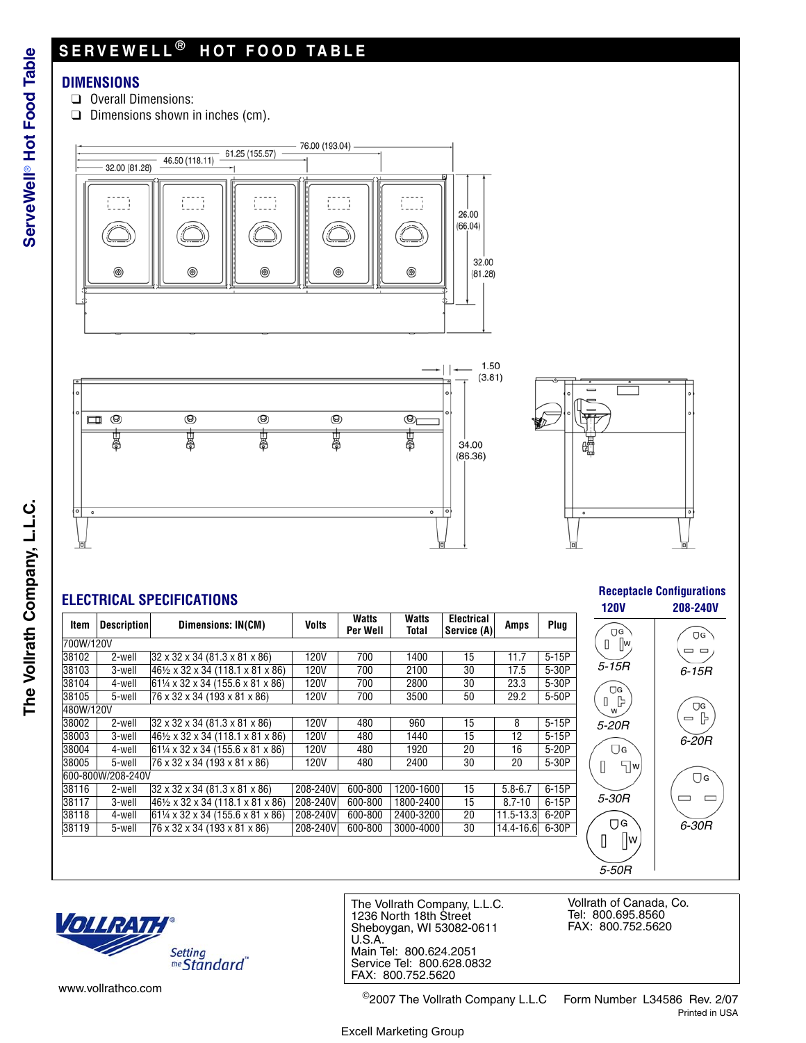## SERVEWELL® HOT FOOD TABLE

### DIMENSIONS

- ❑ Overall Dimensions:
- ❑ Dimensions shown in inches (cm).

76.00 (193.04)
61.25 (155.57)
46.50 (118.11)
32.00 (81.28)
26.00 (66.04)
32.00 (81.28)
1.50 (3.81)
34.00 (86.36)

### ELECTRICAL SPECIFICATIONS

| Item | Description | Dimensions: IN(CM) | Volts | Watts Per Well | Watts Total | Electrical Service (A) | Amps | Plug |
|---|---|---|---|---|---|---|---|---|
| 700W/120V | | | | | | | | |
| 38102 | 2-well | 32 x 32 x 34 (81.3 x 81 x 86) | 120V | 700 | 1400 | 15 | 11.7 | 5-15P |
| 38103 | 3-well | 46½ x 32 x 34 (118.1 x 81 x 86) | 120V | 700 | 2100 | 30 | 17.5 | 5-30P |
| 38104 | 4-well | 61¼ x 32 x 34 (155.6 x 81 x 86) | 120V | 700 | 2800 | 30 | 23.3 | 5-30P |
| 38105 | 5-well | 76 x 32 x 34 (193 x 81 x 86) | 120V | 700 | 3500 | 50 | 29.2 | 5-50P |
| 480W/120V | | | | | | | | |
| 38002 | 2-well | 32 x 32 x 34 (81.3 x 81 x 86) | 120V | 480 | 960 | 15 | 8 | 5-15P |
| 38003 | 3-well | 46½ x 32 x 34 (118.1 x 81 x 86) | 120V | 480 | 1440 | 15 | 12 | 5-15P |
| 38004 | 4-well | 61¼ x 32 x 34 (155.6 x 81 x 86) | 120V | 480 | 1920 | 20 | 16 | 5-20P |
| 38005 | 5-well | 76 x 32 x 34 (193 x 81 x 86) | 120V | 480 | 2400 | 30 | 20 | 5-30P |
| 600-800W/208-240V | | | | | | | | |
| 38116 | 2-well | 32 x 32 x 34 (81.3 x 81 x 86) | 208-240V | 600-800 | 1200-1600 | 15 | 5.8-6.7 | 6-15P |
| 38117 | 3-well | 46½ x 32 x 34 (118.1 x 81 x 86) | 208-240V | 600-800 | 1800-2400 | 15 | 8.7-10 | 6-15P |
| 38118 | 4-well | 61¼ x 32 x 34 (155.6 x 81 x 86) | 208-240V | 600-800 | 2400-3200 | 20 | 11.5-13.3 | 6-20P |
| 38119 | 5-well | 76 x 32 x 34 (193 x 81 x 86) | 208-240V | 600-800 | 3000-4000 | 30 | 14.4-16.6 | 6-30P |

### Receptacle Configurations

| 120V | 208-240V |
|---|---|
| 5-15R | 6-15R |
| 5-20R | 6-20R |
| 5-30R | 6-30R |
| 5-50R | |

VOLLRATH® Setting the Standard®

www.vollrathco.com

The Vollrath Company, L.L.C.
1236 North 18th Street
Sheboygan, WI 53082-0611
U.S.A.
Main Tel: 800.624.2051
Service Tel: 800.628.0832
FAX: 800.752.5620

Vollrath of Canada, Co.
Tel: 800.695.8560
FAX: 800.752.5620

©2007 The Vollrath Company L.L.C Form Number L34586 Rev. 2/07
Printed in USA

Excell Marketing Group